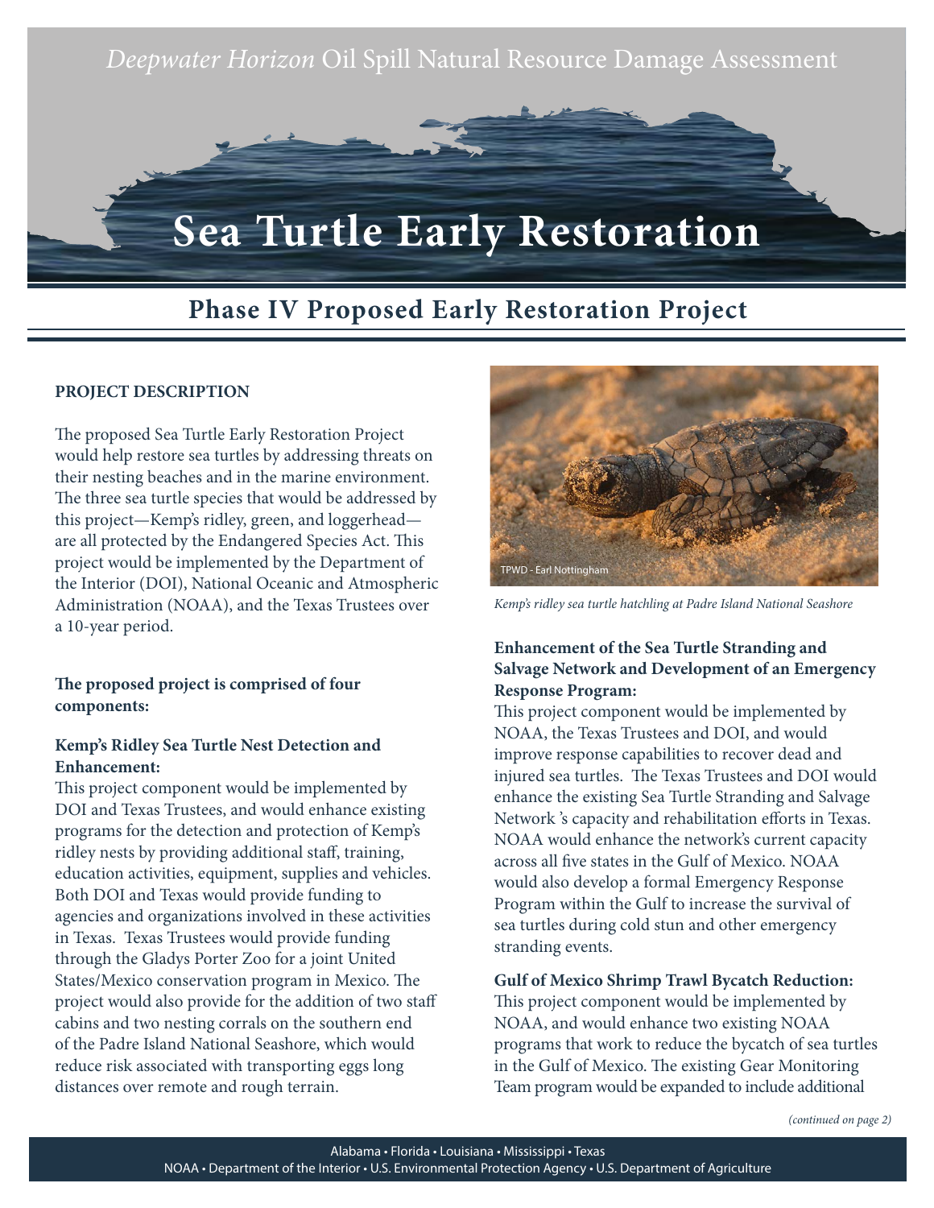*Deepwater Horizon* Oil Spill Natural Resource Damage Assessment

# Sea Turtle Early Restoration

## Phase IV Proposed Early Restoration Project

**PROJECT DESCRIPTION**

The proposed Sea Turtle Early Restoration Project would help restore sea turtles by addressing threats on their nesting beaches and in the marine environment. The three sea turtle species that would be addressed by this project—Kemp's ridley, green, and loggerhead—are all protected by the Endangered Species Act. This project would be implemented by the Department of the Interior (DOI), National Oceanic and Atmospheric Administration (NOAA), and the Texas Trustees over a 10-year period.

**The proposed project is comprised of four components:**

**Kemp's Ridley Sea Turtle Nest Detection and Enhancement:**
This project component would be implemented by DOI and Texas Trustees, and would enhance existing programs for the detection and protection of Kemp's ridley nests by providing additional staff, training, education activities, equipment, supplies and vehicles. Both DOI and Texas would provide funding to agencies and organizations involved in these activities in Texas. Texas Trustees would provide funding through the Gladys Porter Zoo for a joint United States/Mexico conservation program in Mexico. The project would also provide for the addition of two staff cabins and two nesting corrals on the southern end of the Padre Island National Seashore, which would reduce risk associated with transporting eggs long distances over remote and rough terrain.

TPWD - Earl Nottingham

*Kemp's ridley sea turtle hatchling at Padre Island National Seashore*

**Enhancement of the Sea Turtle Stranding and Salvage Network and Development of an Emergency Response Program:**
This project component would be implemented by NOAA, the Texas Trustees and DOI, and would improve response capabilities to recover dead and injured sea turtles. The Texas Trustees and DOI would enhance the existing Sea Turtle Stranding and Salvage Network 's capacity and rehabilitation efforts in Texas. NOAA would enhance the network's current capacity across all five states in the Gulf of Mexico. NOAA would also develop a formal Emergency Response Program within the Gulf to increase the survival of sea turtles during cold stun and other emergency stranding events.

**Gulf of Mexico Shrimp Trawl Bycatch Reduction:**
This project component would be implemented by NOAA, and would enhance two existing NOAA programs that work to reduce the bycatch of sea turtles in the Gulf of Mexico. The existing Gear Monitoring Team program would be expanded to include additional

*(continued on page 2)*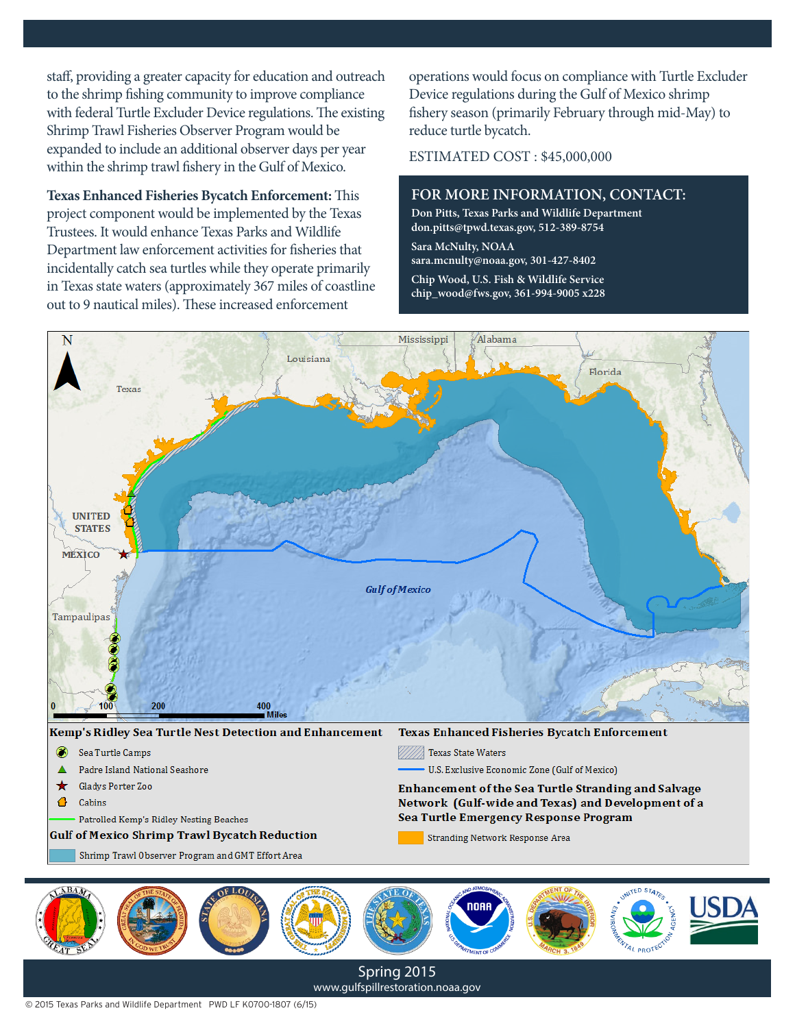staff, providing a greater capacity for education and outreach to the shrimp fishing community to improve compliance with federal Turtle Excluder Device regulations. The existing Shrimp Trawl Fisheries Observer Program would be expanded to include an additional observer days per year within the shrimp trawl fishery in the Gulf of Mexico.

**Texas Enhanced Fisheries Bycatch Enforcement:** This project component would be implemented by the Texas Trustees. It would enhance Texas Parks and Wildlife Department law enforcement activities for fisheries that incidentally catch sea turtles while they operate primarily in Texas state waters (approximately 367 miles of coastline out to 9 nautical miles). These increased enforcement operations would focus on compliance with Turtle Excluder Device regulations during the Gulf of Mexico shrimp fishery season (primarily February through mid-May) to reduce turtle bycatch.

ESTIMATED COST : $45,000,000

## FOR MORE INFORMATION, CONTACT:

**Don Pitts, Texas Parks and Wildlife Department**
**don.pitts@tpwd.texas.gov, 512-389-8754**

**Sara McNulty, NOAA**
**sara.mcnulty@noaa.gov, 301-427-8402**

**Chip Wood, U.S. Fish & Wildlife Service**
**chip_wood@fws.gov, 361-994-9005 x228**

N
Mississippi
Alabama
Louisiana
Florida
Texas
UNITED STATES
MEXICO
Tampaulipas
Gulf of Mexico
0 100 200 400 Miles

**Kemp's Ridley Sea Turtle Nest Detection and Enhancement**
Sea Turtle Camps
Padre Island National Seashore
Gladys Porter Zoo
Cabins
Patrolled Kemp's Ridley Nesting Beaches

**Gulf of Mexico Shrimp Trawl Bycatch Reduction**
Shrimp Trawl Observer Program and GMT Effort Area

**Texas Enhanced Fisheries Bycatch Enforcement**
Texas State Waters
U.S. Exclusive Economic Zone (Gulf of Mexico)

**Enhancement of the Sea Turtle Stranding and Salvage Network (Gulf-wide and Texas) and Development of a Sea Turtle Emergency Response Program**
Stranding Network Response Area

Spring 2015
www.gulfspillrestoration.noaa.gov

© 2015 Texas Parks and Wildlife Department PWD LF K0700-1807 (6/15)